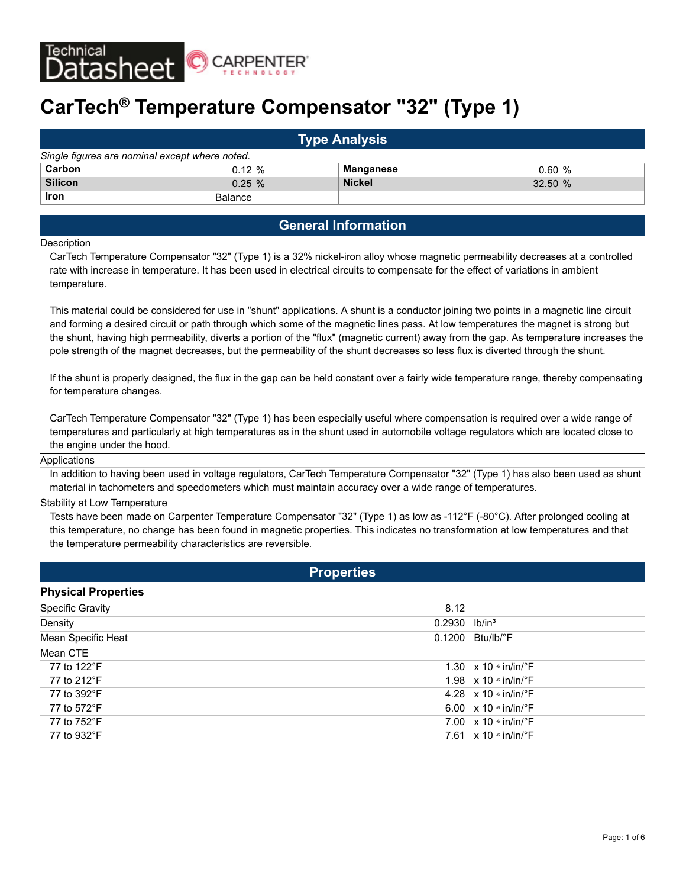Technical Datasheet — CARPENTER TECHNOLOGY

# CarTech® Temperature Compensator "32" (Type 1)

## Type Analysis

*Single figures are nominal except where noted.*

| Element | Value | Element | Value |
|---|---|---|---|
| **Carbon** | 0.12 % | **Manganese** | 0.60 % |
| **Silicon** | 0.25 % | **Nickel** | 32.50 % |
| **Iron** | Balance | | |

## General Information

### Description

CarTech Temperature Compensator "32" (Type 1) is a 32% nickel-iron alloy whose magnetic permeability decreases at a controlled rate with increase in temperature. It has been used in electrical circuits to compensate for the effect of variations in ambient temperature.

This material could be considered for use in "shunt" applications. A shunt is a conductor joining two points in a magnetic line circuit and forming a desired circuit or path through which some of the magnetic lines pass. At low temperatures the magnet is strong but the shunt, having high permeability, diverts a portion of the "flux" (magnetic current) away from the gap. As temperature increases the pole strength of the magnet decreases, but the permeability of the shunt decreases so less flux is diverted through the shunt.

If the shunt is properly designed, the flux in the gap can be held constant over a fairly wide temperature range, thereby compensating for temperature changes.

CarTech Temperature Compensator "32" (Type 1) has been especially useful where compensation is required over a wide range of temperatures and particularly at high temperatures as in the shunt used in automobile voltage regulators which are located close to the engine under the hood.

### Applications

In addition to having been used in voltage regulators, CarTech Temperature Compensator "32" (Type 1) has also been used as shunt material in tachometers and speedometers which must maintain accuracy over a wide range of temperatures.

### Stability at Low Temperature

Tests have been made on Carpenter Temperature Compensator "32" (Type 1) as low as -112°F (-80°C). After prolonged cooling at this temperature, no change has been found in magnetic properties. This indicates no transformation at low temperatures and that the temperature permeability characteristics are reversible.

## Properties

### Physical Properties

| Property | Value | Unit |
|---|---|---|
| Specific Gravity | 8.12 | |
| Density | 0.2930 | lb/in³ |
| Mean Specific Heat | 0.1200 | Btu/lb/°F |
| Mean CTE | | |
| 77 to 122°F | 1.30 | x 10 $^{-6}$ in/in/°F |
| 77 to 212°F | 1.98 | x 10 $^{-6}$ in/in/°F |
| 77 to 392°F | 4.28 | x 10 $^{-6}$ in/in/°F |
| 77 to 572°F | 6.00 | x 10 $^{-6}$ in/in/°F |
| 77 to 752°F | 7.00 | x 10 $^{-6}$ in/in/°F |
| 77 to 932°F | 7.61 | x 10 $^{-6}$ in/in/°F |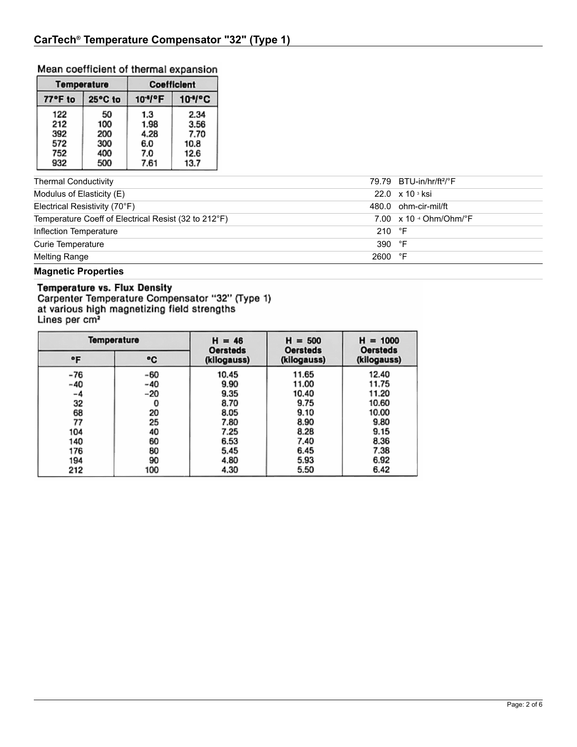## CarTech® Temperature Compensator "32" (Type 1)

Mean coefficient of thermal expansion

| Temperature | | Coefficient | |
|---|---|---|---|
| 77°F to | 25°C to | $10^{-6}$/°F | $10^{-6}$/°C |
| 122 | 50 | 1.3 | 2.34 |
| 212 | 100 | 1.98 | 3.56 |
| 392 | 200 | 4.28 | 7.70 |
| 572 | 300 | 6.0 | 10.8 |
| 752 | 400 | 7.0 | 12.6 |
| 932 | 500 | 7.61 | 13.7 |

| Property | Value | Unit |
|---|---|---|
| Thermal Conductivity | 79.79 | BTU-in/hr/ft²/°F |
| Modulus of Elasticity (E) | 22.0 | x $10^{3}$ ksi |
| Electrical Resistivity (70°F) | 480.0 | ohm-cir-mil/ft |
| Temperature Coeff of Electrical Resist (32 to 212°F) | 7.00 | x $10^{-4}$ Ohm/Ohm/°F |
| Inflection Temperature | 210 | °F |
| Curie Temperature | 390 | °F |
| Melting Range | 2600 | °F |

### Magnetic Properties

**Temperature vs. Flux Density**
Carpenter Temperature Compensator "32" (Type 1)
at various high magnetizing field strengths
Lines per cm²

| Temperature | | H = 46 Oersteds (kilogauss) | H = 500 Oersteds (kilogauss) | H = 1000 Oersteds (kilogauss) |
|---|---|---|---|---|
| °F | °C | | | |
| -76 | -60 | 10.45 | 11.65 | 12.40 |
| -40 | -40 | 9.90 | 11.00 | 11.75 |
| -4 | -20 | 9.35 | 10.40 | 11.20 |
| 32 | 0 | 8.70 | 9.75 | 10.60 |
| 68 | 20 | 8.05 | 9.10 | 10.00 |
| 77 | 25 | 7.80 | 8.90 | 9.80 |
| 104 | 40 | 7.25 | 8.28 | 9.15 |
| 140 | 60 | 6.53 | 7.40 | 8.36 |
| 176 | 80 | 5.45 | 6.45 | 7.38 |
| 194 | 90 | 4.80 | 5.93 | 6.92 |
| 212 | 100 | 4.30 | 5.50 | 6.42 |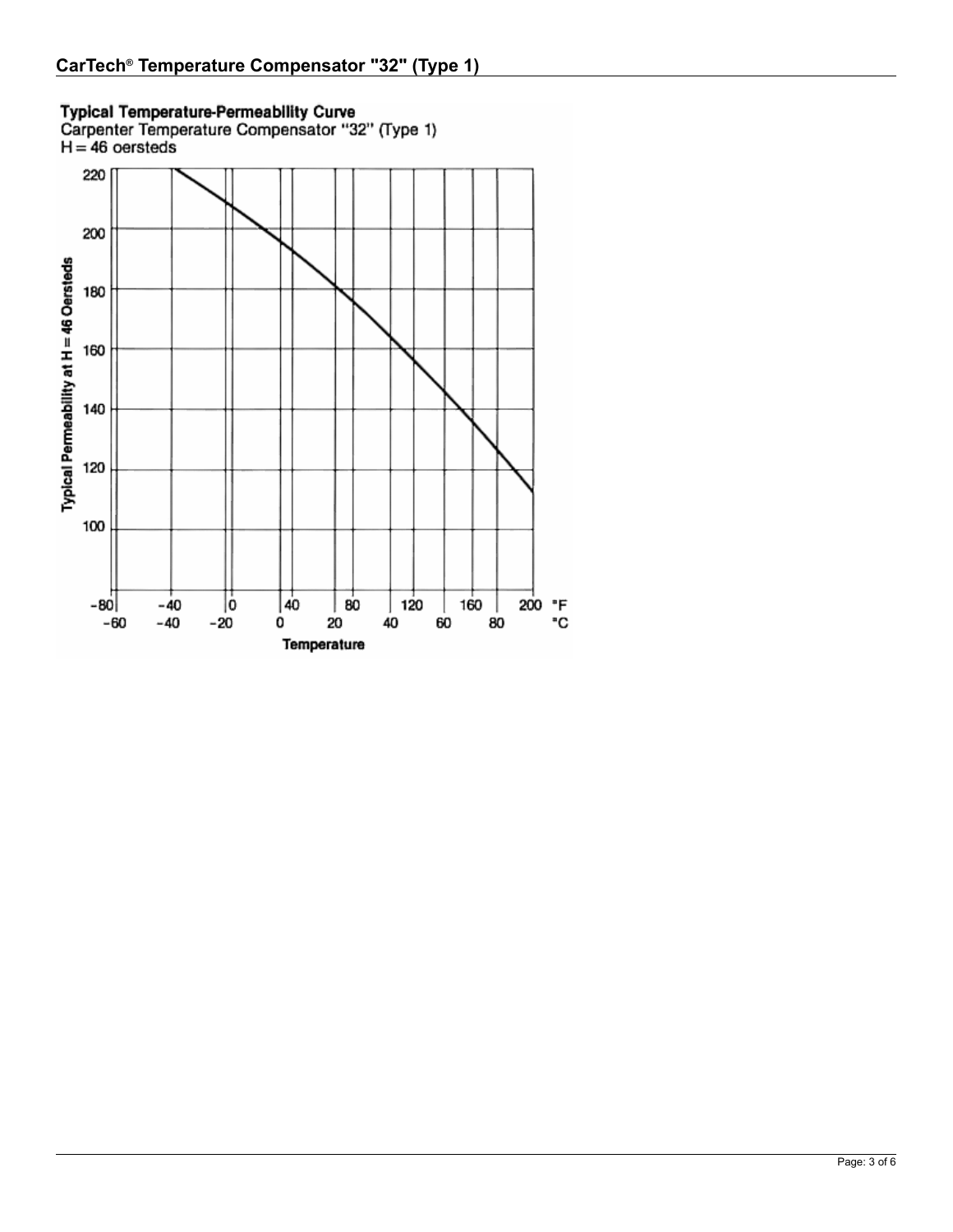**Typical Temperature-Permeability Curve**
Carpenter Temperature Compensator "32" (Type 1)
H = 46 oersteds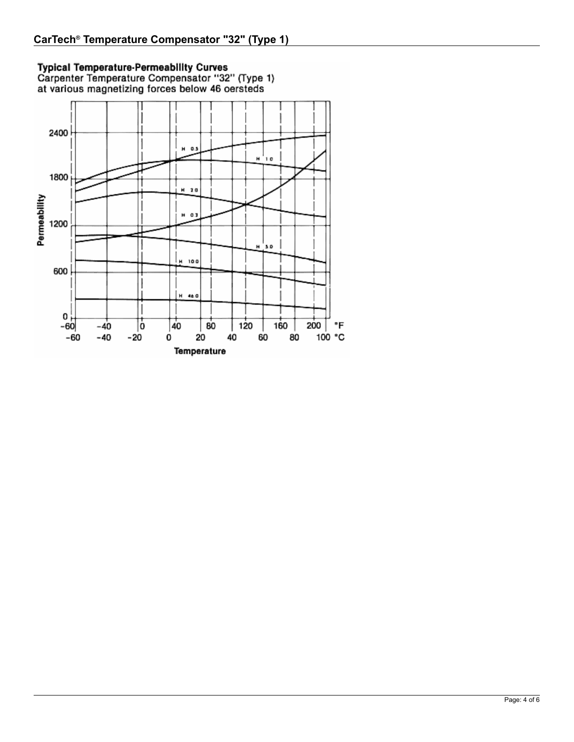**Typical Temperature-Permeability Curves**

Carpenter Temperature Compensator "32" (Type 1) at various magnetizing forces below 46 oersteds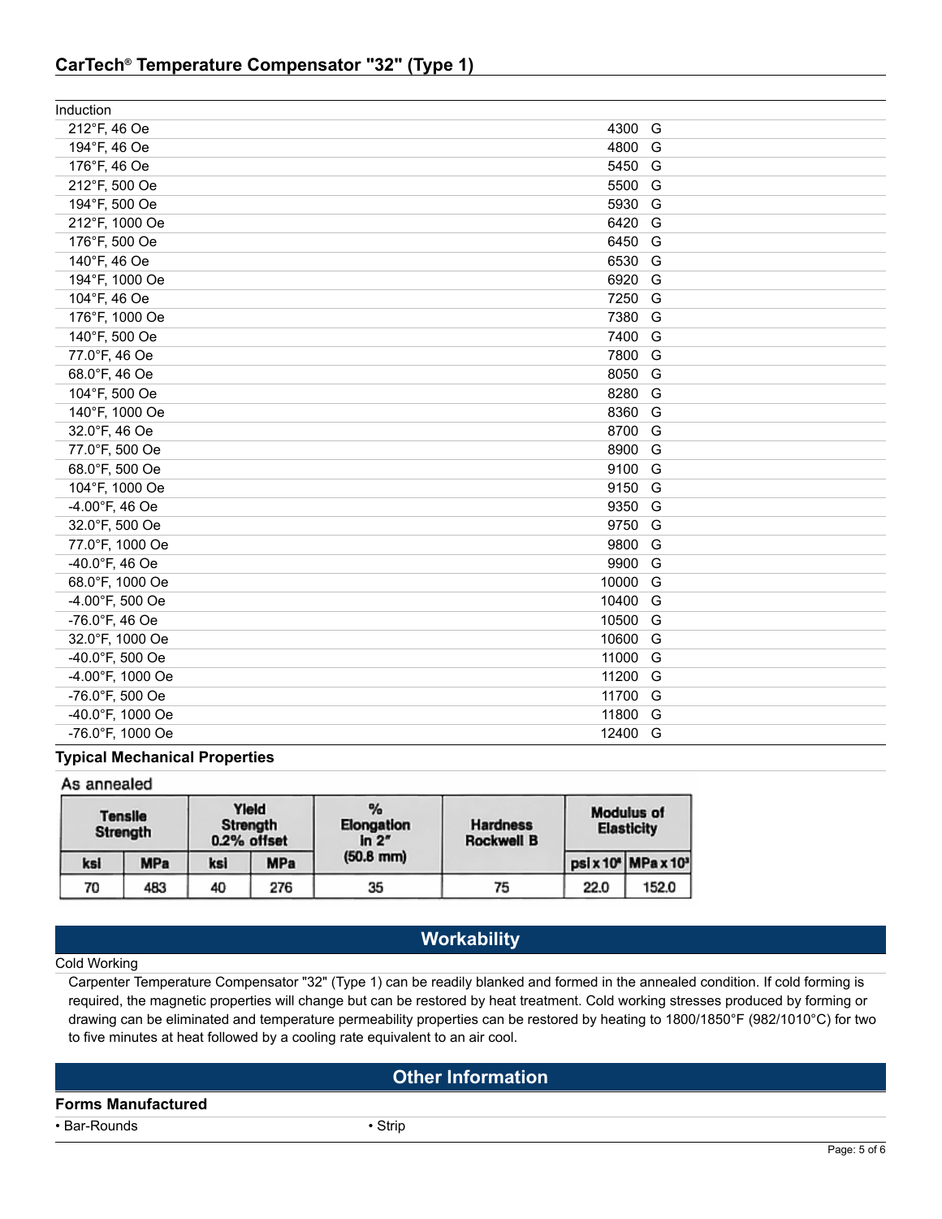| Induction | |
|---|---|
| 212°F, 46 Oe | 4300 G |
| 194°F, 46 Oe | 4800 G |
| 176°F, 46 Oe | 5450 G |
| 212°F, 500 Oe | 5500 G |
| 194°F, 500 Oe | 5930 G |
| 212°F, 1000 Oe | 6420 G |
| 176°F, 500 Oe | 6450 G |
| 140°F, 46 Oe | 6530 G |
| 194°F, 1000 Oe | 6920 G |
| 104°F, 46 Oe | 7250 G |
| 176°F, 1000 Oe | 7380 G |
| 140°F, 500 Oe | 7400 G |
| 77.0°F, 46 Oe | 7800 G |
| 68.0°F, 46 Oe | 8050 G |
| 104°F, 500 Oe | 8280 G |
| 140°F, 1000 Oe | 8360 G |
| 32.0°F, 46 Oe | 8700 G |
| 77.0°F, 500 Oe | 8900 G |
| 68.0°F, 500 Oe | 9100 G |
| 104°F, 1000 Oe | 9150 G |
| -4.00°F, 46 Oe | 9350 G |
| 32.0°F, 500 Oe | 9750 G |
| 77.0°F, 1000 Oe | 9800 G |
| -40.0°F, 46 Oe | 9900 G |
| 68.0°F, 1000 Oe | 10000 G |
| -4.00°F, 500 Oe | 10400 G |
| -76.0°F, 46 Oe | 10500 G |
| 32.0°F, 1000 Oe | 10600 G |
| -40.0°F, 500 Oe | 11000 G |
| -4.00°F, 1000 Oe | 11200 G |
| -76.0°F, 500 Oe | 11700 G |
| -40.0°F, 1000 Oe | 11800 G |
| -76.0°F, 1000 Oe | 12400 G |

### Typical Mechanical Properties

As annealed

| Tensile Strength | | Yield Strength 0.2% offset | | % Elongation in 2" (50.8 mm) | Hardness Rockwell B | Modulus of Elasticity | |
|---|---|---|---|---|---|---|---|
| ksi | MPa | ksi | MPa | | | psi x 10⁶ | MPa x 10³ |
| 70 | 483 | 40 | 276 | 35 | 75 | 22.0 | 152.0 |

## Workability

Cold Working

Carpenter Temperature Compensator "32" (Type 1) can be readily blanked and formed in the annealed condition. If cold forming is required, the magnetic properties will change but can be restored by heat treatment. Cold working stresses produced by forming or drawing can be eliminated and temperature permeability properties can be restored by heating to 1800/1850°F (982/1010°C) for two to five minutes at heat followed by a cooling rate equivalent to an air cool.

## Other Information

### Forms Manufactured

- Bar-Rounds
- Strip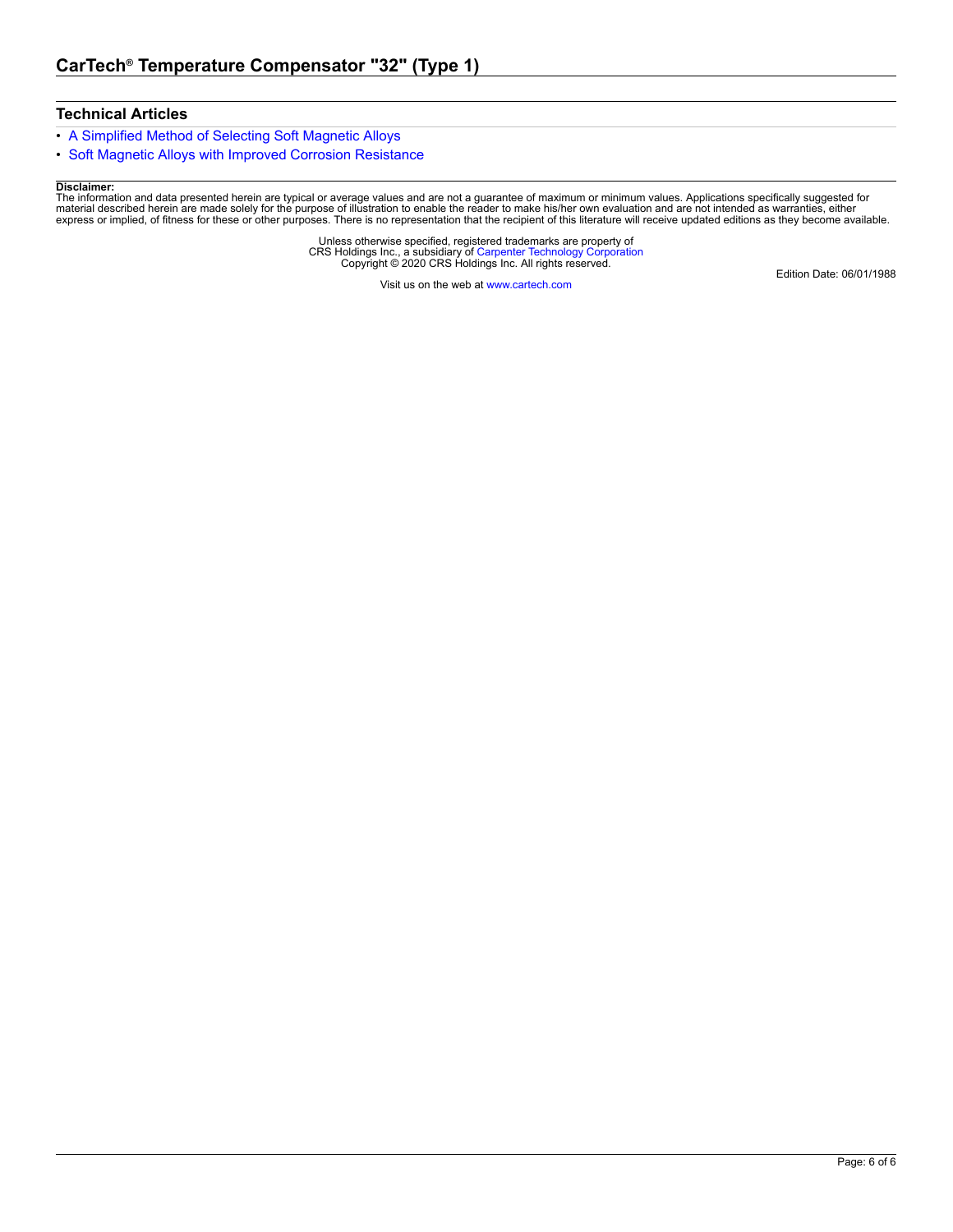## Technical Articles

- A Simplified Method of Selecting Soft Magnetic Alloys
- Soft Magnetic Alloys with Improved Corrosion Resistance

**Disclaimer:**
The information and data presented herein are typical or average values and are not a guarantee of maximum or minimum values. Applications specifically suggested for material described herein are made solely for the purpose of illustration to enable the reader to make his/her own evaluation and are not intended as warranties, either express or implied, of fitness for these or other purposes. There is no representation that the recipient of this literature will receive updated editions as they become available.

Unless otherwise specified, registered trademarks are property of
CRS Holdings Inc., a subsidiary of Carpenter Technology Corporation
Copyright © 2020 CRS Holdings Inc. All rights reserved.

Edition Date: 06/01/1988

Visit us on the web at www.cartech.com